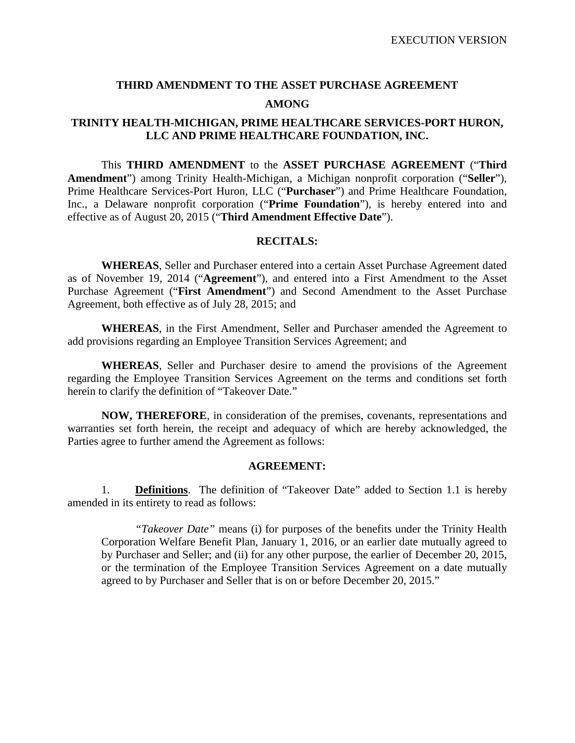EXECUTION VERSION

**THIRD AMENDMENT TO THE ASSET PURCHASE AGREEMENT**

**AMONG**

**TRINITY HEALTH-MICHIGAN, PRIME HEALTHCARE SERVICES-PORT HURON, LLC AND PRIME HEALTHCARE FOUNDATION, INC.**

This **THIRD AMENDMENT** to the **ASSET PURCHASE AGREEMENT** ("**Third Amendment**") among Trinity Health-Michigan, a Michigan nonprofit corporation ("**Seller**"), Prime Healthcare Services-Port Huron, LLC ("**Purchaser**") and Prime Healthcare Foundation, Inc., a Delaware nonprofit corporation ("**Prime Foundation**"), is hereby entered into and effective as of August 20, 2015 ("**Third Amendment Effective Date**").

**RECITALS:**

**WHEREAS**, Seller and Purchaser entered into a certain Asset Purchase Agreement dated as of November 19, 2014 ("**Agreement**"), and entered into a First Amendment to the Asset Purchase Agreement ("**First Amendment**") and Second Amendment to the Asset Purchase Agreement, both effective as of July 28, 2015; and

**WHEREAS**, in the First Amendment, Seller and Purchaser amended the Agreement to add provisions regarding an Employee Transition Services Agreement; and

**WHEREAS**, Seller and Purchaser desire to amend the provisions of the Agreement regarding the Employee Transition Services Agreement on the terms and conditions set forth herein to clarify the definition of "Takeover Date."

**NOW, THEREFORE**, in consideration of the premises, covenants, representations and warranties set forth herein, the receipt and adequacy of which are hereby acknowledged, the Parties agree to further amend the Agreement as follows:

**AGREEMENT:**

1. **Definitions**. The definition of "Takeover Date" added to Section 1.1 is hereby amended in its entirety to read as follows:

> *"Takeover Date"* means (i) for purposes of the benefits under the Trinity Health Corporation Welfare Benefit Plan, January 1, 2016, or an earlier date mutually agreed to by Purchaser and Seller; and (ii) for any other purpose, the earlier of December 20, 2015, or the termination of the Employee Transition Services Agreement on a date mutually agreed to by Purchaser and Seller that is on or before December 20, 2015."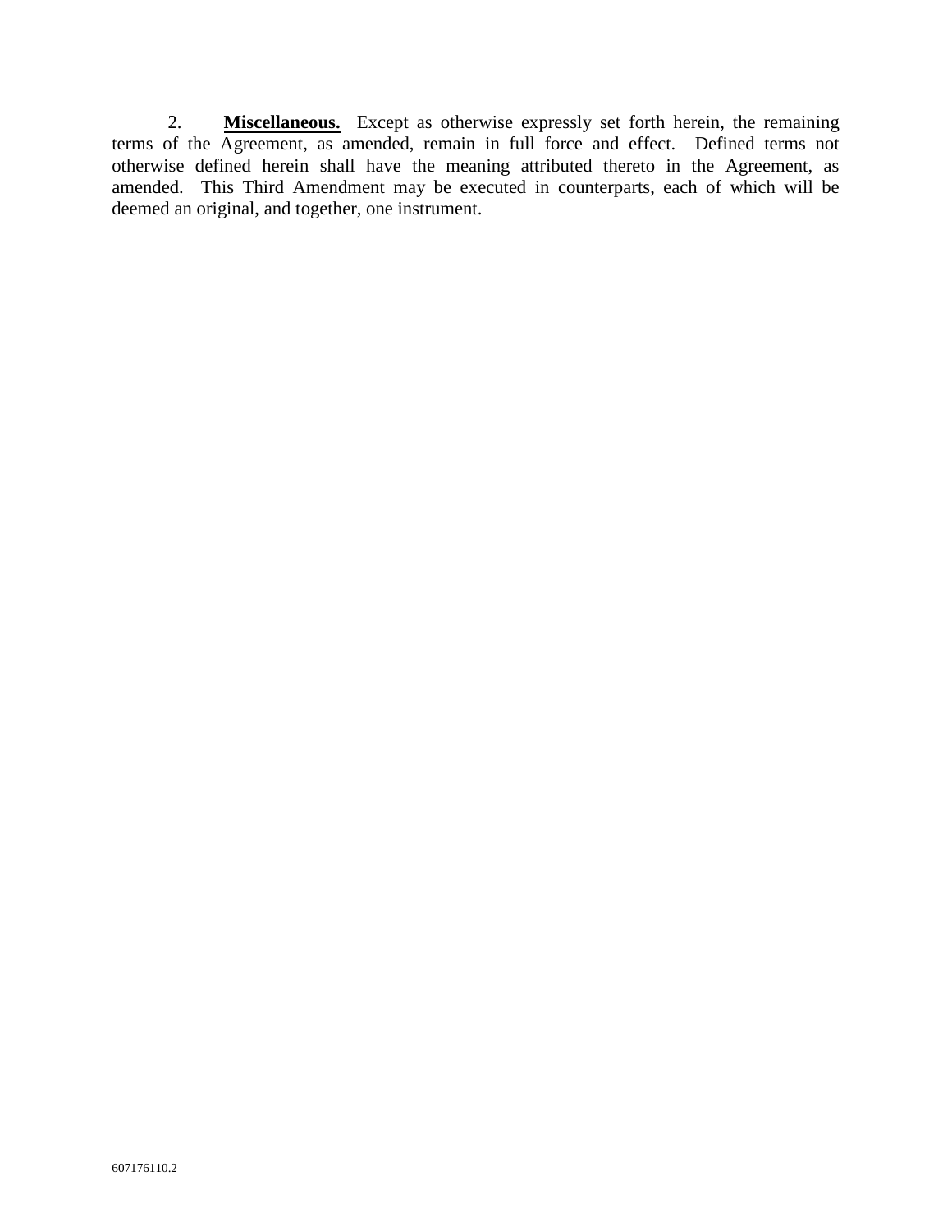2. **Miscellaneous.** Except as otherwise expressly set forth herein, the remaining terms of the Agreement, as amended, remain in full force and effect. Defined terms not otherwise defined herein shall have the meaning attributed thereto in the Agreement, as amended. This Third Amendment may be executed in counterparts, each of which will be deemed an original, and together, one instrument.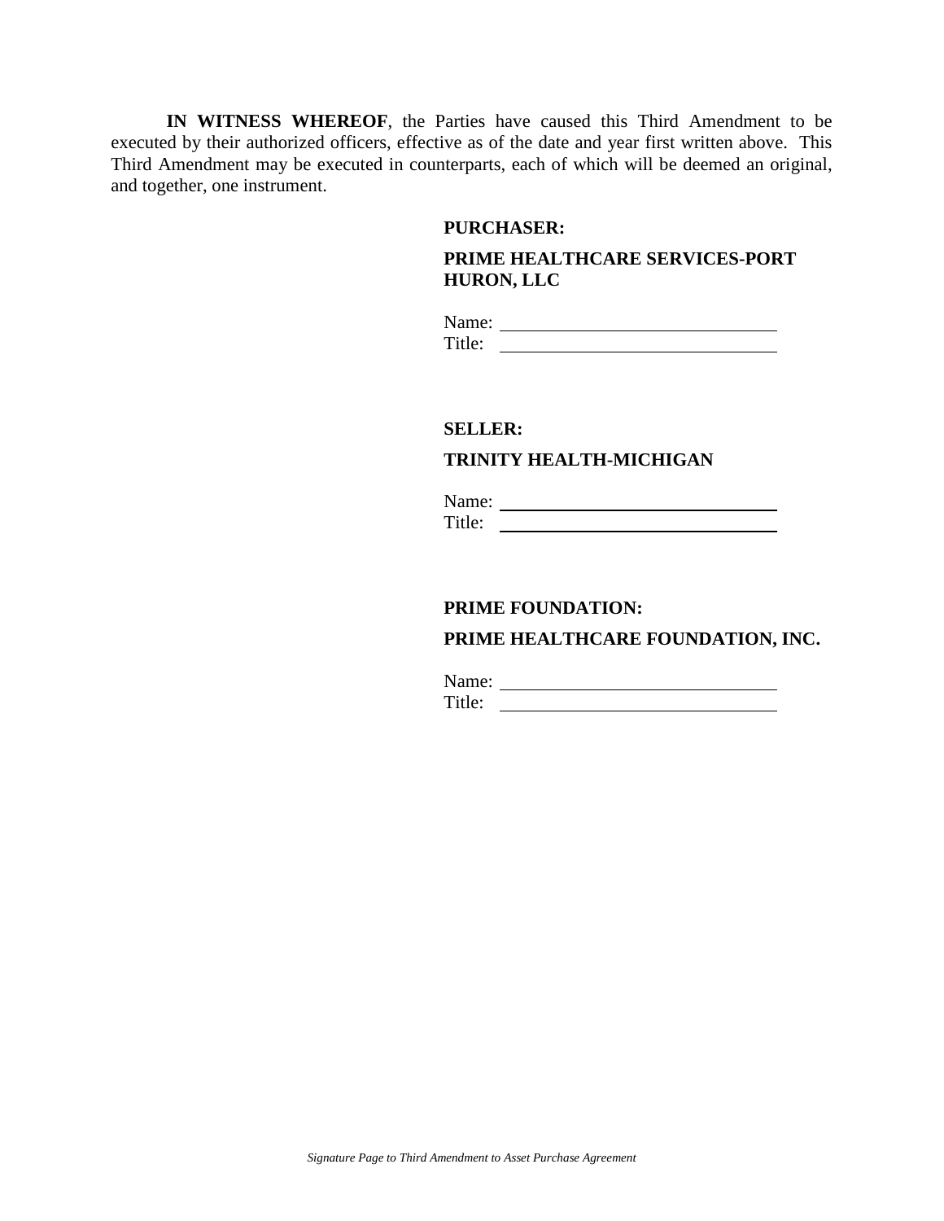**IN WITNESS WHEREOF**, the Parties have caused this Third Amendment to be executed by their authorized officers, effective as of the date and year first written above. This Third Amendment may be executed in counterparts, each of which will be deemed an original, and together, one instrument.

**PURCHASER:**

**PRIME HEALTHCARE SERVICES-PORT HURON, LLC**

Name: ______________________________
Title: ______________________________

**SELLER:**

**TRINITY HEALTH-MICHIGAN**

Name: ______________________________
Title: ______________________________

**PRIME FOUNDATION:**

**PRIME HEALTHCARE FOUNDATION, INC.**

Name: ______________________________
Title: ______________________________

*Signature Page to Third Amendment to Asset Purchase Agreement*